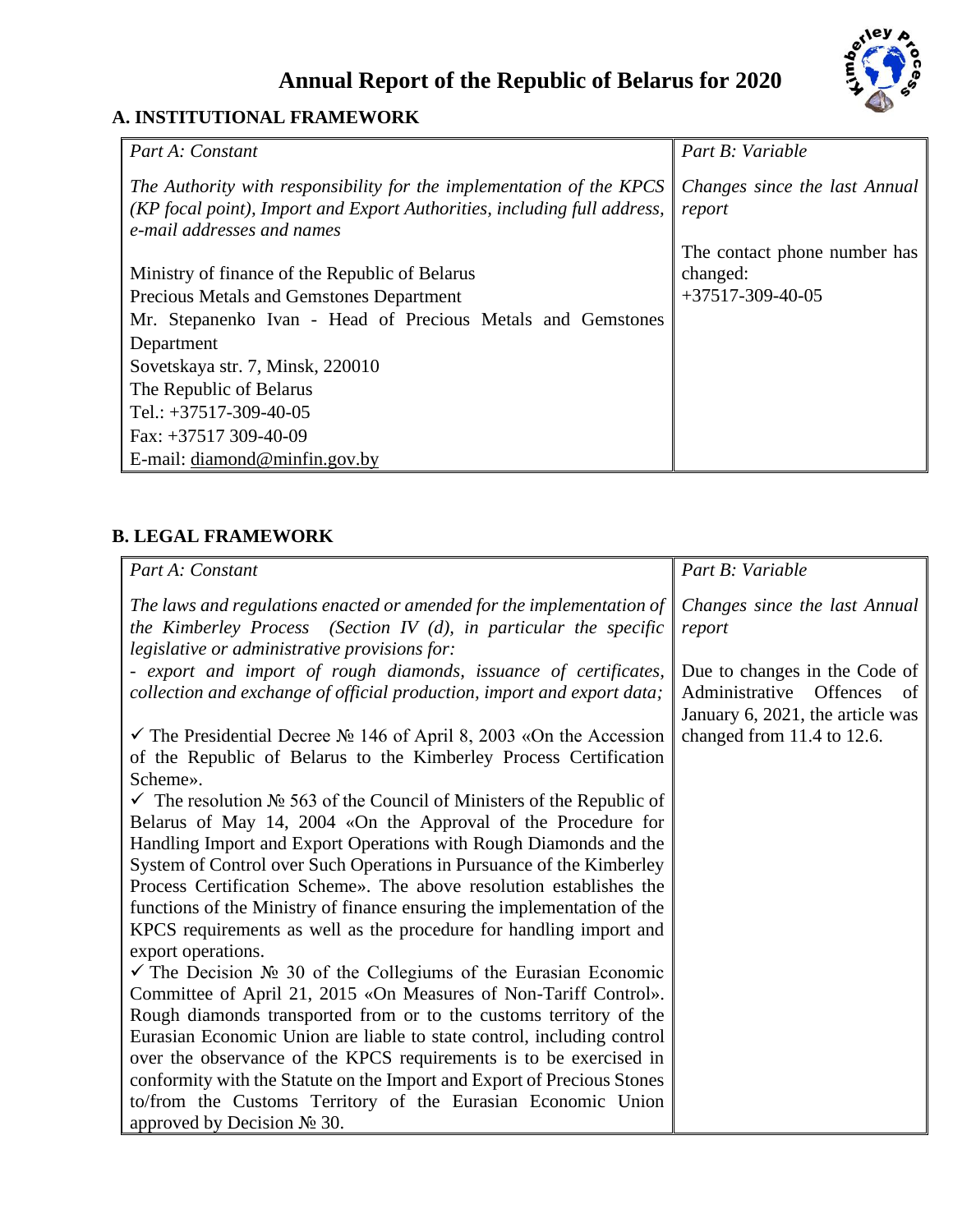# Annual Report of the Republic of Belarus for 2020

## A. INSTITUTIONAL FRAMEWORK

| *Part A: Constant* | *Part B: Variable* |
|---|---|
| *The Authority with responsibility for the implementation of the KPCS (KP focal point), Import and Export Authorities, including full address, e-mail addresses and names*<br><br>Ministry of finance of the Republic of Belarus<br>Precious Metals and Gemstones Department<br>Mr. Stepanenko Ivan - Head of Precious Metals and Gemstones Department<br>Sovetskaya str. 7, Minsk, 220010<br>The Republic of Belarus<br>Tel.: +37517-309-40-05<br>Fax: +37517 309-40-09<br>E-mail: diamond@minfin.gov.by | *Changes since the last Annual report*<br><br>The contact phone number has changed:<br>+37517-309-40-05 |

## B. LEGAL FRAMEWORK

| *Part A: Constant* | *Part B: Variable* |
|---|---|
| *The laws and regulations enacted or amended for the implementation of the Kimberley Process (Section IV (d), in particular the specific legislative or administrative provisions for:*<br>*- export and import of rough diamonds, issuance of certificates, collection and exchange of official production, import and export data;*<br><br>✓ The Presidential Decree № 146 of April 8, 2003 «On the Accession of the Republic of Belarus to the Kimberley Process Certification Scheme».<br>✓ The resolution № 563 of the Council of Ministers of the Republic of Belarus of May 14, 2004 «On the Approval of the Procedure for Handling Import and Export Operations with Rough Diamonds and the System of Control over Such Operations in Pursuance of the Kimberley Process Certification Scheme». The above resolution establishes the functions of the Ministry of finance ensuring the implementation of the KPCS requirements as well as the procedure for handling import and export operations.<br>✓ The Decision № 30 of the Collegiums of the Eurasian Economic Committee of April 21, 2015 «On Measures of Non-Tariff Control». Rough diamonds transported from or to the customs territory of the Eurasian Economic Union are liable to state control, including control over the observance of the KPCS requirements is to be exercised in conformity with the Statute on the Import and Export of Precious Stones to/from the Customs Territory of the Eurasian Economic Union approved by Decision № 30. | *Changes since the last Annual report*<br><br>Due to changes in the Code of Administrative Offences of January 6, 2021, the article was changed from 11.4 to 12.6. |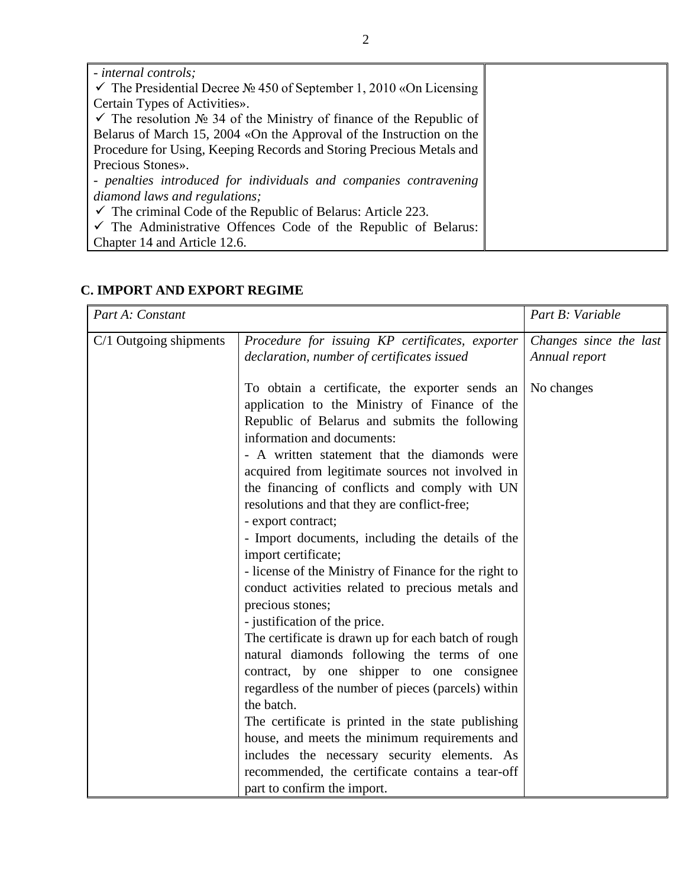| - *internal controls;* ✓ The Presidential Decree № 450 of September 1, 2010 «On Licensing Certain Types of Activities». ✓ The resolution № 34 of the Ministry of finance of the Republic of Belarus of March 15, 2004 «On the Approval of the Instruction on the Procedure for Using, Keeping Records and Storing Precious Metals and Precious Stones». - *penalties introduced for individuals and companies contravening diamond laws and regulations;* ✓ The criminal Code of the Republic of Belarus: Article 223. ✓ The Administrative Offences Code of the Republic of Belarus: Chapter 14 and Article 12.6. | |
|---|---|

## C. IMPORT AND EXPORT REGIME

| *Part A: Constant* | | *Part B: Variable* |
|---|---|---|
| C/1 Outgoing shipments | *Procedure for issuing KP certificates, exporter declaration, number of certificates issued*<br><br>To obtain a certificate, the exporter sends an application to the Ministry of Finance of the Republic of Belarus and submits the following information and documents:<br>- A written statement that the diamonds were acquired from legitimate sources not involved in the financing of conflicts and comply with UN resolutions and that they are conflict-free;<br>- export contract;<br>- Import documents, including the details of the import certificate;<br>- license of the Ministry of Finance for the right to conduct activities related to precious metals and precious stones;<br>- justification of the price.<br>The certificate is drawn up for each batch of rough natural diamonds following the terms of one contract, by one shipper to one consignee regardless of the number of pieces (parcels) within the batch.<br>The certificate is printed in the state publishing house, and meets the minimum requirements and includes the necessary security elements. As recommended, the certificate contains a tear-off part to confirm the import. | *Changes since the last Annual report*<br><br>No changes |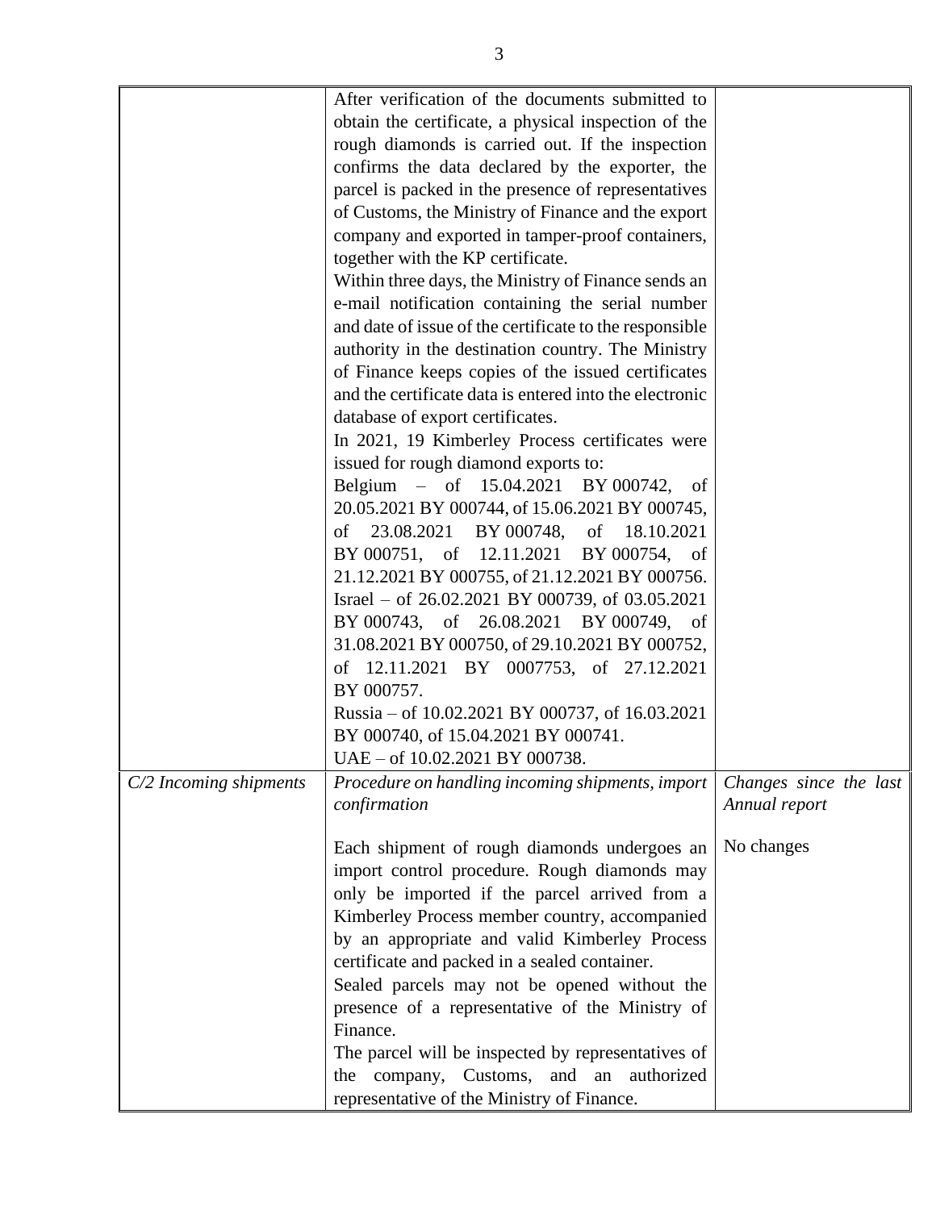|  |  |  |
|---|---|---|
|  | After verification of the documents submitted to obtain the certificate, a physical inspection of the rough diamonds is carried out. If the inspection confirms the data declared by the exporter, the parcel is packed in the presence of representatives of Customs, the Ministry of Finance and the export company and exported in tamper-proof containers, together with the KP certificate.<br>Within three days, the Ministry of Finance sends an e-mail notification containing the serial number and date of issue of the certificate to the responsible authority in the destination country. The Ministry of Finance keeps copies of the issued certificates and the certificate data is entered into the electronic database of export certificates.<br>In 2021, 19 Kimberley Process certificates were issued for rough diamond exports to:<br>Belgium – of 15.04.2021 BY 000742, of 20.05.2021 BY 000744, of 15.06.2021 BY 000745, of 23.08.2021 BY 000748, of 18.10.2021 BY 000751, of 12.11.2021 BY 000754, of 21.12.2021 BY 000755, of 21.12.2021 BY 000756.<br>Israel – of 26.02.2021 BY 000739, of 03.05.2021 BY 000743, of 26.08.2021 BY 000749, of 31.08.2021 BY 000750, of 29.10.2021 BY 000752, of 12.11.2021 BY 0007753, of 27.12.2021 BY 000757.<br>Russia – of 10.02.2021 BY 000737, of 16.03.2021 BY 000740, of 15.04.2021 BY 000741.<br>UAE – of 10.02.2021 BY 000738. |  |
| *C/2 Incoming shipments* | *Procedure on handling incoming shipments, import confirmation*<br><br>Each shipment of rough diamonds undergoes an import control procedure. Rough diamonds may only be imported if the parcel arrived from a Kimberley Process member country, accompanied by an appropriate and valid Kimberley Process certificate and packed in a sealed container.<br>Sealed parcels may not be opened without the presence of a representative of the Ministry of Finance.<br>The parcel will be inspected by representatives of the company, Customs, and an authorized representative of the Ministry of Finance. | *Changes since the last Annual report*<br><br>No changes |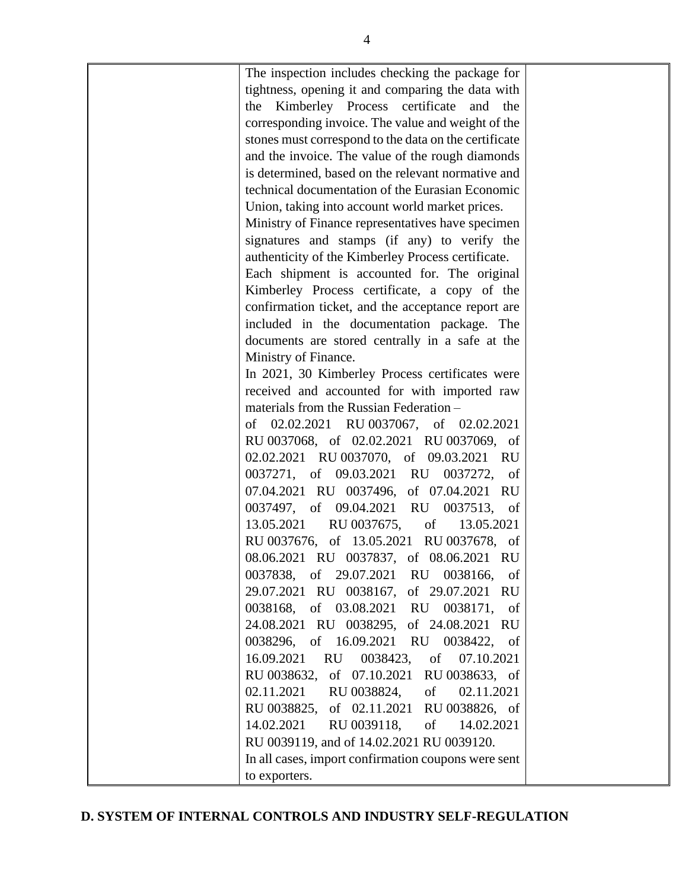|  | The inspection includes checking the package for tightness, opening it and comparing the data with the Kimberley Process certificate and the corresponding invoice. The value and weight of the stones must correspond to the data on the certificate and the invoice. The value of the rough diamonds is determined, based on the relevant normative and technical documentation of the Eurasian Economic Union, taking into account world market prices.<br>Ministry of Finance representatives have specimen signatures and stamps (if any) to verify the authenticity of the Kimberley Process certificate.<br>Each shipment is accounted for. The original Kimberley Process certificate, a copy of the confirmation ticket, and the acceptance report are included in the documentation package. The documents are stored centrally in a safe at the Ministry of Finance.<br>In 2021, 30 Kimberley Process certificates were received and accounted for with imported raw materials from the Russian Federation –<br>of 02.02.2021 RU 0037067, of 02.02.2021 RU 0037068, of 02.02.2021 RU 0037069, of 02.02.2021 RU 0037070, of 09.03.2021 RU 0037271, of 09.03.2021 RU 0037272, of 07.04.2021 RU 0037496, of 07.04.2021 RU 0037497, of 09.04.2021 RU 0037513, of 13.05.2021 RU 0037675, of 13.05.2021 RU 0037676, of 13.05.2021 RU 0037678, of 08.06.2021 RU 0037837, of 08.06.2021 RU 0037838, of 29.07.2021 RU 0038166, of 29.07.2021 RU 0038167, of 29.07.2021 RU 0038168, of 03.08.2021 RU 0038171, of 24.08.2021 RU 0038295, of 24.08.2021 RU 0038296, of 16.09.2021 RU 0038422, of 16.09.2021 RU 0038423, of 07.10.2021 RU 0038632, of 07.10.2021 RU 0038633, of 02.11.2021 RU 0038824, of 02.11.2021 RU 0038825, of 02.11.2021 RU 0038826, of 14.02.2021 RU 0039118, of 14.02.2021 RU 0039119, and of 14.02.2021 RU 0039120.<br>In all cases, import confirmation coupons were sent to exporters. |  |
|---|---|---|

## D. SYSTEM OF INTERNAL CONTROLS AND INDUSTRY SELF-REGULATION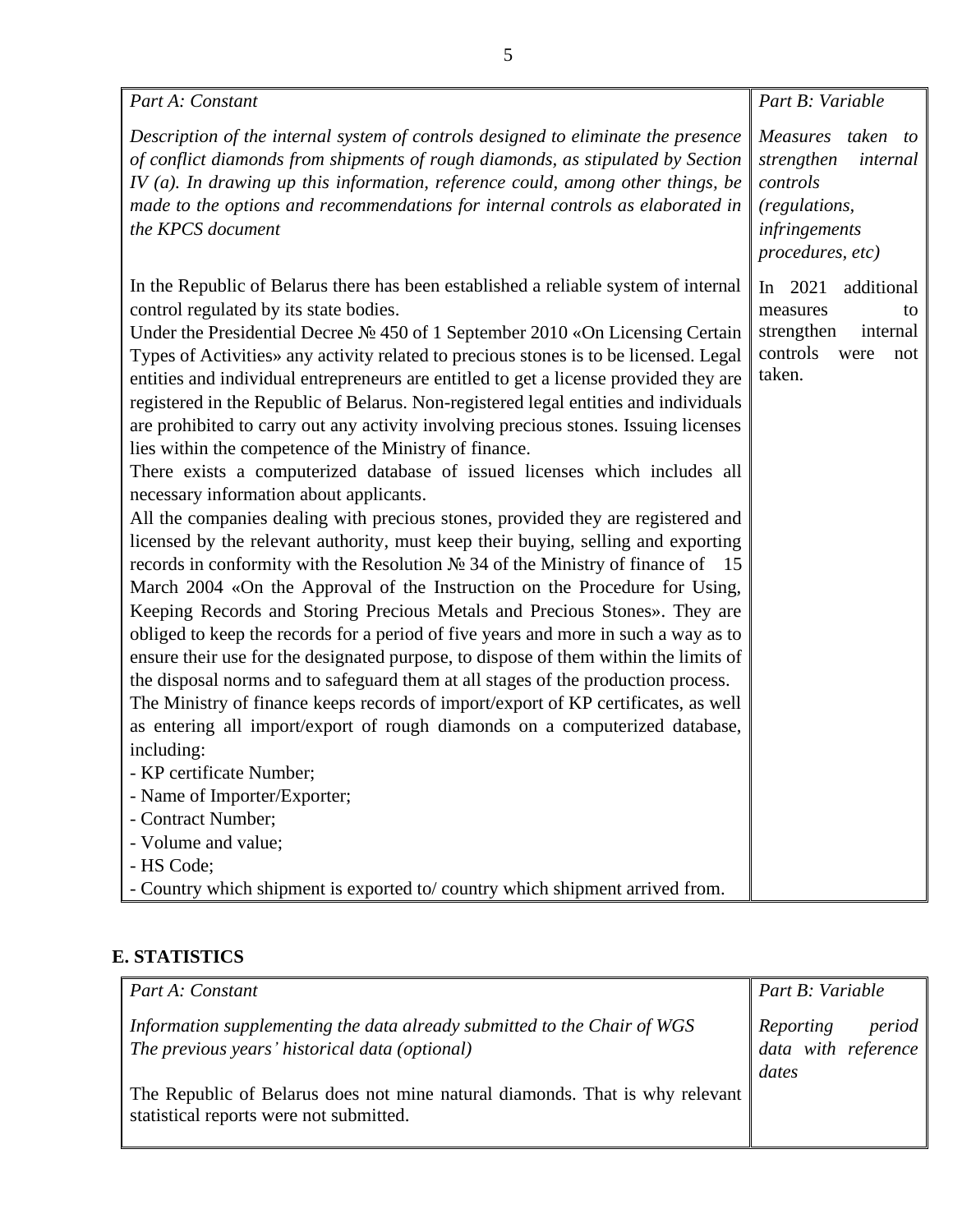| *Part A: Constant* | *Part B: Variable* |
|---|---|
| *Description of the internal system of controls designed to eliminate the presence of conflict diamonds from shipments of rough diamonds, as stipulated by Section IV (a). In drawing up this information, reference could, among other things, be made to the options and recommendations for internal controls as elaborated in the KPCS document* | *Measures taken to strengthen internal controls (regulations, infringements procedures, etc)* |
| In the Republic of Belarus there has been established a reliable system of internal control regulated by its state bodies.<br>Under the Presidential Decree № 450 of 1 September 2010 «On Licensing Certain Types of Activities» any activity related to precious stones is to be licensed. Legal entities and individual entrepreneurs are entitled to get a license provided they are registered in the Republic of Belarus. Non-registered legal entities and individuals are prohibited to carry out any activity involving precious stones. Issuing licenses lies within the competence of the Ministry of finance.<br>There exists a computerized database of issued licenses which includes all necessary information about applicants.<br>All the companies dealing with precious stones, provided they are registered and licensed by the relevant authority, must keep their buying, selling and exporting records in conformity with the Resolution № 34 of the Ministry of finance of 15 March 2004 «On the Approval of the Instruction on the Procedure for Using, Keeping Records and Storing Precious Metals and Precious Stones». They are obliged to keep the records for a period of five years and more in such a way as to ensure their use for the designated purpose, to dispose of them within the limits of the disposal norms and to safeguard them at all stages of the production process.<br>The Ministry of finance keeps records of import/export of KP certificates, as well as entering all import/export of rough diamonds on a computerized database, including:<br>- KP certificate Number;<br>- Name of Importer/Exporter;<br>- Contract Number;<br>- Volume and value;<br>- HS Code;<br>- Country which shipment is exported to/ country which shipment arrived from. | In 2021 additional measures to strengthen internal controls were not taken. |

## E. STATISTICS

| *Part A: Constant* | *Part B: Variable* |
|---|---|
| *Information supplementing the data already submitted to the Chair of WGS*<br>*The previous years' historical data (optional)* | *Reporting period data with reference dates* |
| The Republic of Belarus does not mine natural diamonds. That is why relevant statistical reports were not submitted. | |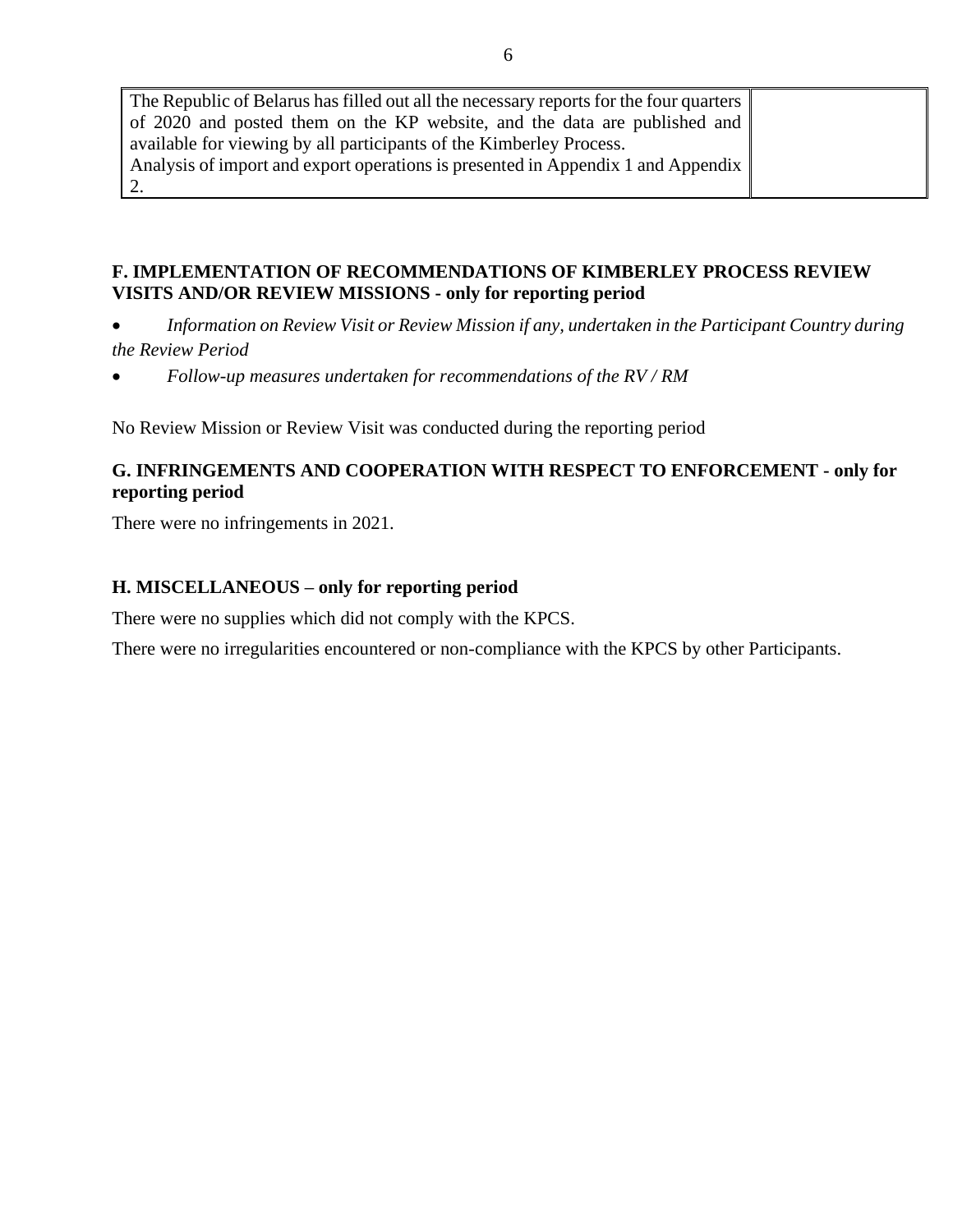| The Republic of Belarus has filled out all the necessary reports for the four quarters of 2020 and posted them on the KP website, and the data are published and available for viewing by all participants of the Kimberley Process.<br>Analysis of import and export operations is presented in Appendix 1 and Appendix 2. | |
|---|---|

### F. IMPLEMENTATION OF RECOMMENDATIONS OF KIMBERLEY PROCESS REVIEW VISITS AND/OR REVIEW MISSIONS - only for reporting period

- *Information on Review Visit or Review Mission if any, undertaken in the Participant Country during the Review Period*
- *Follow-up measures undertaken for recommendations of the RV / RM*

No Review Mission or Review Visit was conducted during the reporting period

### G. INFRINGEMENTS AND COOPERATION WITH RESPECT TO ENFORCEMENT - only for reporting period

There were no infringements in 2021.

### H. MISCELLANEOUS – only for reporting period

There were no supplies which did not comply with the KPCS.

There were no irregularities encountered or non-compliance with the KPCS by other Participants.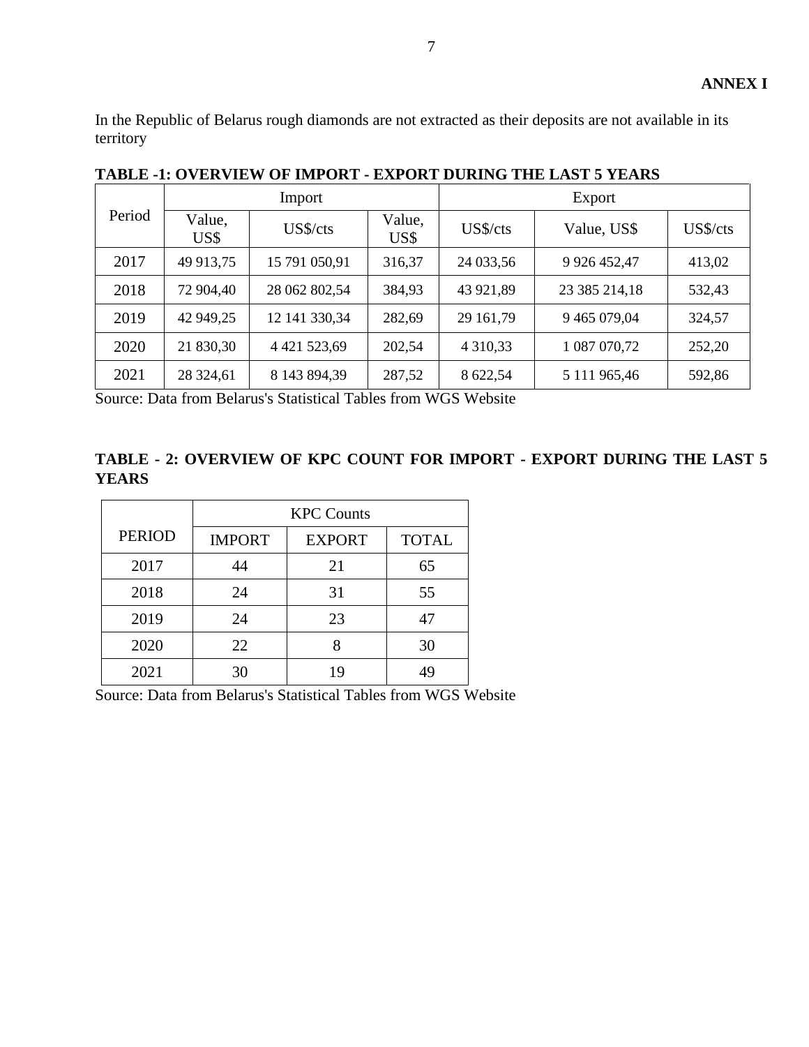**ANNEX I**

In the Republic of Belarus rough diamonds are not extracted as their deposits are not available in its territory

**TABLE -1: OVERVIEW OF IMPORT - EXPORT DURING THE LAST 5 YEARS**

| Period | Import | | | Export | | |
|---|---|---|---|---|---|---|
| | Value, US$ | US$/cts | Value, US$ | US$/cts | Value, US$ | US$/cts |
| 2017 | 49 913,75 | 15 791 050,91 | 316,37 | 24 033,56 | 9 926 452,47 | 413,02 |
| 2018 | 72 904,40 | 28 062 802,54 | 384,93 | 43 921,89 | 23 385 214,18 | 532,43 |
| 2019 | 42 949,25 | 12 141 330,34 | 282,69 | 29 161,79 | 9 465 079,04 | 324,57 |
| 2020 | 21 830,30 | 4 421 523,69 | 202,54 | 4 310,33 | 1 087 070,72 | 252,20 |
| 2021 | 28 324,61 | 8 143 894,39 | 287,52 | 8 622,54 | 5 111 965,46 | 592,86 |

Source: Data from Belarus's Statistical Tables from WGS Website

**TABLE - 2: OVERVIEW OF KPC COUNT FOR IMPORT - EXPORT DURING THE LAST 5 YEARS**

| PERIOD | KPC Counts | | |
|---|---|---|---|
| | IMPORT | EXPORT | TOTAL |
| 2017 | 44 | 21 | 65 |
| 2018 | 24 | 31 | 55 |
| 2019 | 24 | 23 | 47 |
| 2020 | 22 | 8 | 30 |
| 2021 | 30 | 19 | 49 |

Source: Data from Belarus's Statistical Tables from WGS Website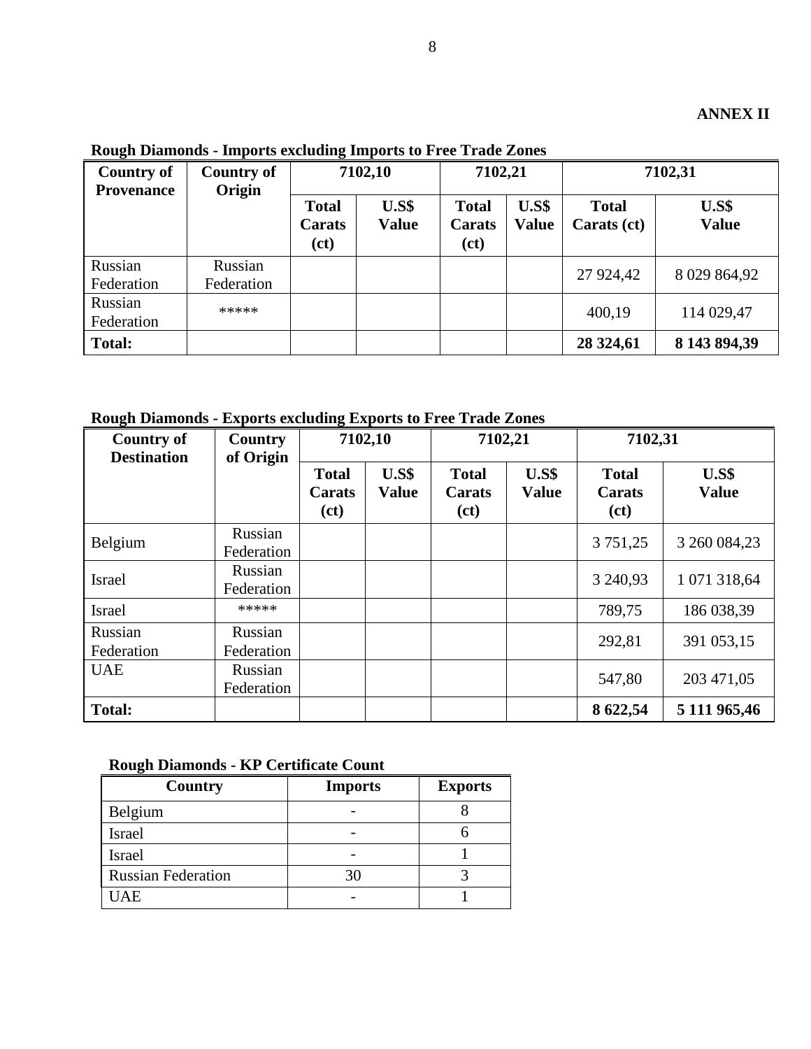**ANNEX II**

**Rough Diamonds - Imports excluding Imports to Free Trade Zones**

| Country of Provenance | Country of Origin | 7102,10 | | 7102,21 | | 7102,31 | |
|---|---|---|---|---|---|---|---|
| | | Total Carats (ct) | U.S$ Value | Total Carats (ct) | U.S$ Value | Total Carats (ct) | U.S$ Value |
| Russian Federation | Russian Federation | | | | | 27 924,42 | 8 029 864,92 |
| Russian Federation | ***** | | | | | 400,19 | 114 029,47 |
| **Total:** | | | | | | **28 324,61** | **8 143 894,39** |

**Rough Diamonds - Exports excluding Exports to Free Trade Zones**

| Country of Destination | Country of Origin | 7102,10 | | 7102,21 | | 7102,31 | |
|---|---|---|---|---|---|---|---|
| | | Total Carats (ct) | U.S$ Value | Total Carats (ct) | U.S$ Value | Total Carats (ct) | U.S$ Value |
| Belgium | Russian Federation | | | | | 3 751,25 | 3 260 084,23 |
| Israel | Russian Federation | | | | | 3 240,93 | 1 071 318,64 |
| Israel | ***** | | | | | 789,75 | 186 038,39 |
| Russian Federation | Russian Federation | | | | | 292,81 | 391 053,15 |
| UAE | Russian Federation | | | | | 547,80 | 203 471,05 |
| **Total:** | | | | | | **8 622,54** | **5 111 965,46** |

**Rough Diamonds - KP Certificate Count**

| Country | Imports | Exports |
|---|---|---|
| Belgium | - | 8 |
| Israel | - | 6 |
| Israel | - | 1 |
| Russian Federation | 30 | 3 |
| UAE | - | 1 |